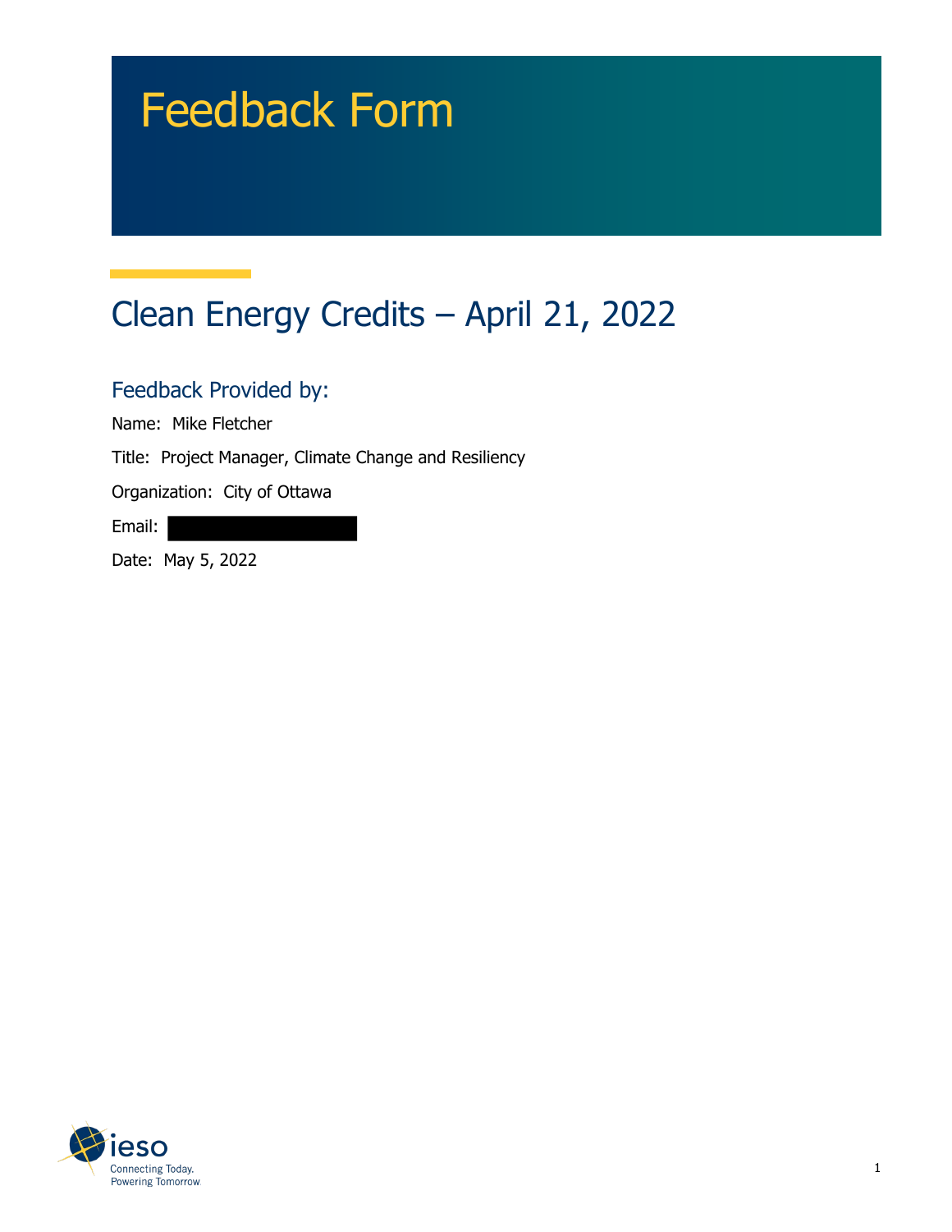# Feedback Form

## Clean Energy Credits – April 21, 2022

### Feedback Provided by:

Name: Mike Fletcher

Title: Project Manager, Climate Change and Resiliency

Organization: City of Ottawa

Email:

Date: May 5, 2022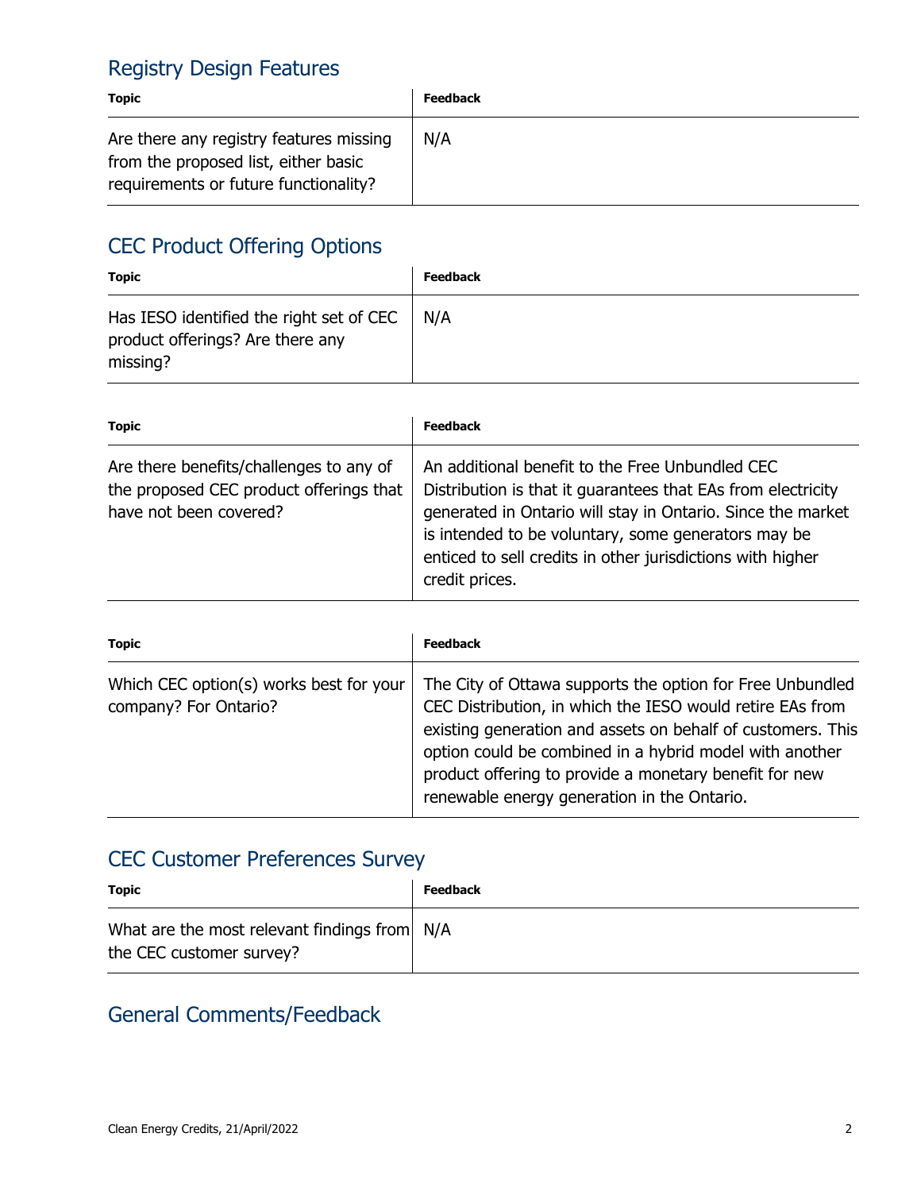## Registry Design Features

| Topic | Feedback |
| --- | --- |
| Are there any registry features missing from the proposed list, either basic requirements or future functionality? | N/A |

## CEC Product Offering Options

| Topic | Feedback |
| --- | --- |
| Has IESO identified the right set of CEC product offerings? Are there any missing? | N/A |

| Topic | Feedback |
| --- | --- |
| Are there benefits/challenges to any of the proposed CEC product offerings that have not been covered? | An additional benefit to the Free Unbundled CEC Distribution is that it guarantees that EAs from electricity generated in Ontario will stay in Ontario. Since the market is intended to be voluntary, some generators may be enticed to sell credits in other jurisdictions with higher credit prices. |

| Topic | Feedback |
| --- | --- |
| Which CEC option(s) works best for your company? For Ontario? | The City of Ottawa supports the option for Free Unbundled CEC Distribution, in which the IESO would retire EAs from existing generation and assets on behalf of customers. This option could be combined in a hybrid model with another product offering to provide a monetary benefit for new renewable energy generation in the Ontario. |

## CEC Customer Preferences Survey

| Topic | Feedback |
| --- | --- |
| What are the most relevant findings from the CEC customer survey? | N/A |

## General Comments/Feedback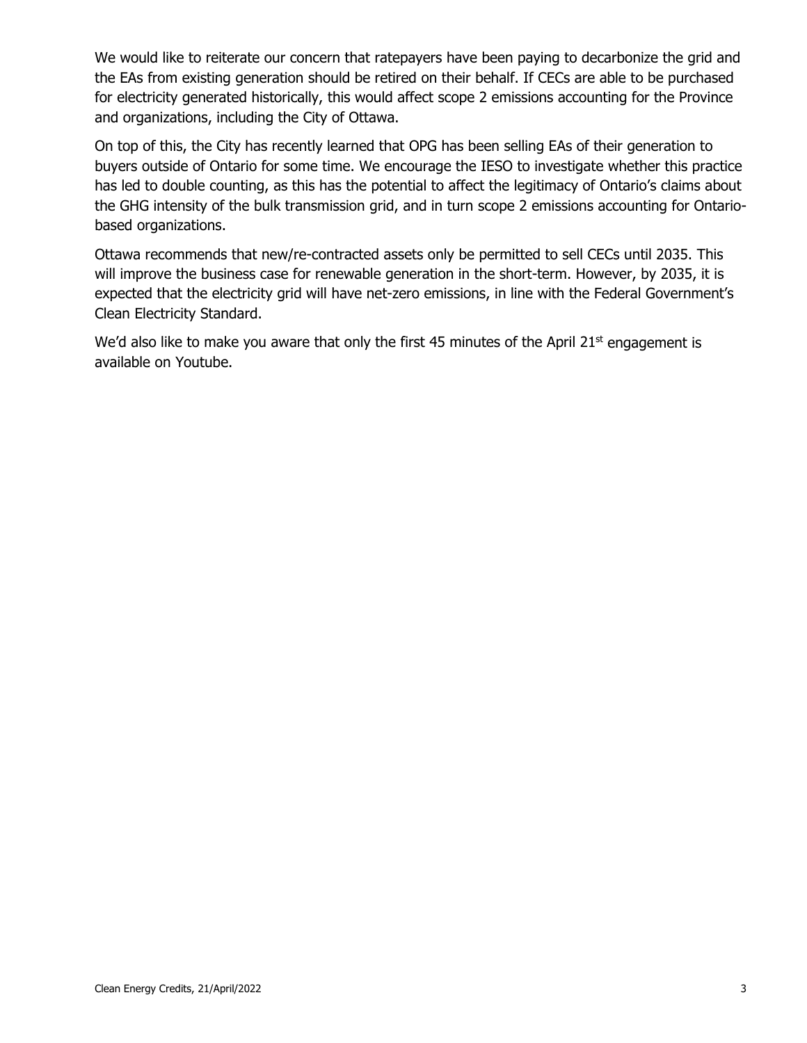We would like to reiterate our concern that ratepayers have been paying to decarbonize the grid and the EAs from existing generation should be retired on their behalf. If CECs are able to be purchased for electricity generated historically, this would affect scope 2 emissions accounting for the Province and organizations, including the City of Ottawa.

On top of this, the City has recently learned that OPG has been selling EAs of their generation to buyers outside of Ontario for some time. We encourage the IESO to investigate whether this practice has led to double counting, as this has the potential to affect the legitimacy of Ontario's claims about the GHG intensity of the bulk transmission grid, and in turn scope 2 emissions accounting for Ontario-based organizations.

Ottawa recommends that new/re-contracted assets only be permitted to sell CECs until 2035. This will improve the business case for renewable generation in the short-term. However, by 2035, it is expected that the electricity grid will have net-zero emissions, in line with the Federal Government's Clean Electricity Standard.

We'd also like to make you aware that only the first 45 minutes of the April 21st engagement is available on Youtube.